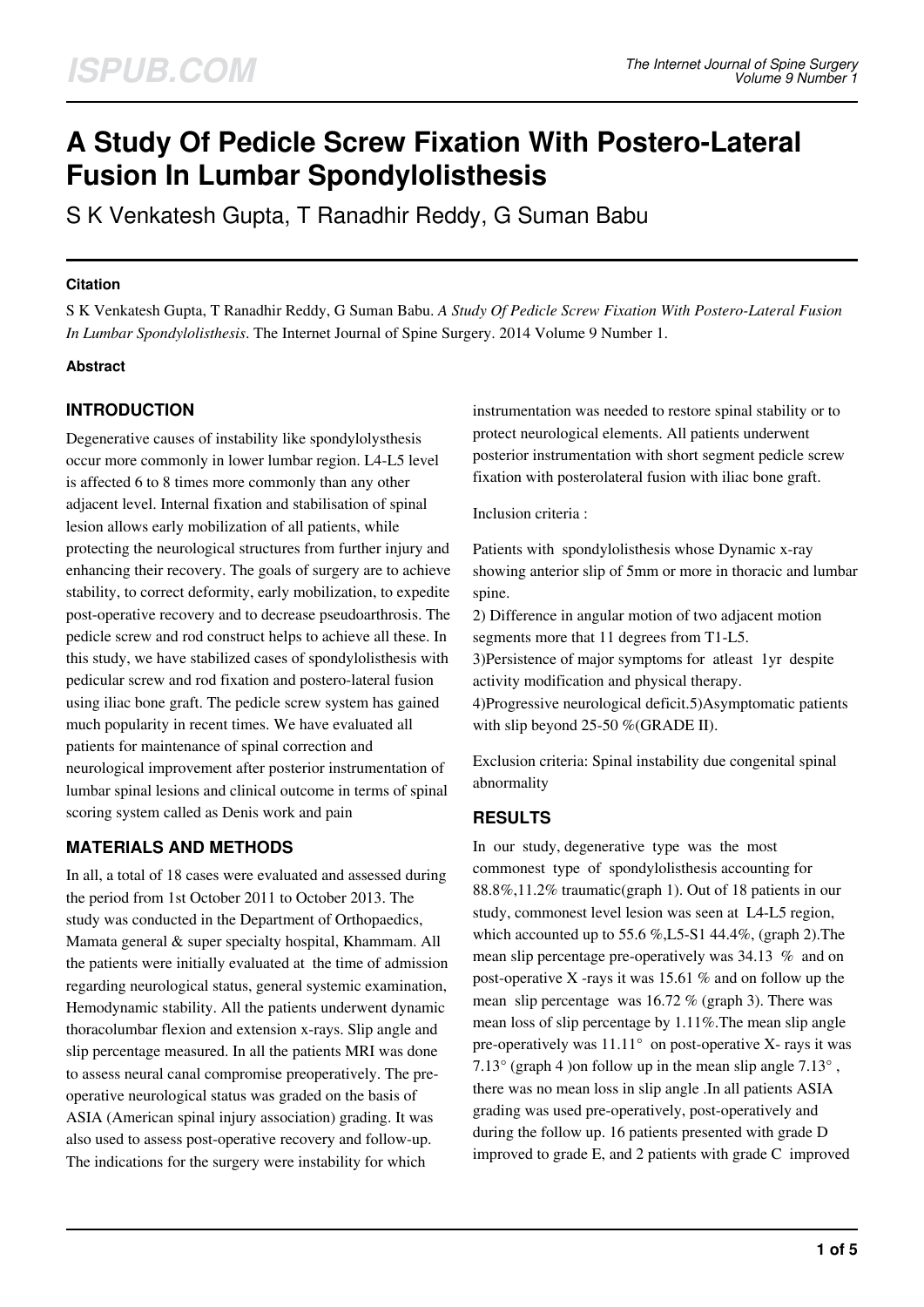# A Study Of Pedicle Screw Fixation With Postero-Lateral Fusion In Lumbar Spondylolisthesis

S K Venkatesh Gupta, T Ranadhir Reddy, G Suman Babu

### Citation

S K Venkatesh Gupta, T Ranadhir Reddy, G Suman Babu. *A Study Of Pedicle Screw Fixation With Postero-Lateral Fusion In Lumbar Spondylolisthesis*. The Internet Journal of Spine Surgery. 2014 Volume 9 Number 1.

### Abstract

## INTRODUCTION

Degenerative causes of instability like spondylolysthesis occur more commonly in lower lumbar region. L4-L5 level is affected 6 to 8 times more commonly than any other adjacent level. Internal fixation and stabilisation of spinal lesion allows early mobilization of all patients, while protecting the neurological structures from further injury and enhancing their recovery. The goals of surgery are to achieve stability, to correct deformity, early mobilization, to expedite post-operative recovery and to decrease pseudoarthrosis. The pedicle screw and rod construct helps to achieve all these. In this study, we have stabilized cases of spondylolisthesis with pedicular screw and rod fixation and postero-lateral fusion using iliac bone graft. The pedicle screw system has gained much popularity in recent times. We have evaluated all patients for maintenance of spinal correction and neurological improvement after posterior instrumentation of lumbar spinal lesions and clinical outcome in terms of spinal scoring system called as Denis work and pain

## MATERIALS AND METHODS

In all, a total of 18 cases were evaluated and assessed during the period from 1st October 2011 to October 2013. The study was conducted in the Department of Orthopaedics, Mamata general & super specialty hospital, Khammam. All the patients were initially evaluated at the time of admission regarding neurological status, general systemic examination, Hemodynamic stability. All the patients underwent dynamic thoracolumbar flexion and extension x-rays. Slip angle and slip percentage measured. In all the patients MRI was done to assess neural canal compromise preoperatively. The pre-operative neurological status was graded on the basis of ASIA (American spinal injury association) grading. It was also used to assess post-operative recovery and follow-up. The indications for the surgery were instability for which instrumentation was needed to restore spinal stability or to protect neurological elements. All patients underwent posterior instrumentation with short segment pedicle screw fixation with posterolateral fusion with iliac bone graft.

Inclusion criteria :

Patients with spondylolisthesis whose Dynamic x-ray showing anterior slip of 5mm or more in thoracic and lumbar spine.
2) Difference in angular motion of two adjacent motion segments more that 11 degrees from T1-L5.
3)Persistence of major symptoms for atleast 1yr despite activity modification and physical therapy.
4)Progressive neurological deficit.5)Asymptomatic patients with slip beyond 25-50 %(GRADE II).

Exclusion criteria: Spinal instability due congenital spinal abnormality

## RESULTS

In our study, degenerative type was the most commonest type of spondylolisthesis accounting for 88.8%,11.2% traumatic(graph 1). Out of 18 patients in our study, commonest level lesion was seen at L4-L5 region, which accounted up to 55.6 %,L5-S1 44.4%, (graph 2).The mean slip percentage pre-operatively was 34.13 % and on post-operative X -rays it was 15.61 % and on follow up the mean slip percentage was 16.72 % (graph 3). There was mean loss of slip percentage by 1.11%.The mean slip angle pre-operatively was 11.11° on post-operative X- rays it was 7.13° (graph 4 )on follow up in the mean slip angle 7.13° , there was no mean loss in slip angle .In all patients ASIA grading was used pre-operatively, post-operatively and during the follow up. 16 patients presented with grade D improved to grade E, and 2 patients with grade C improved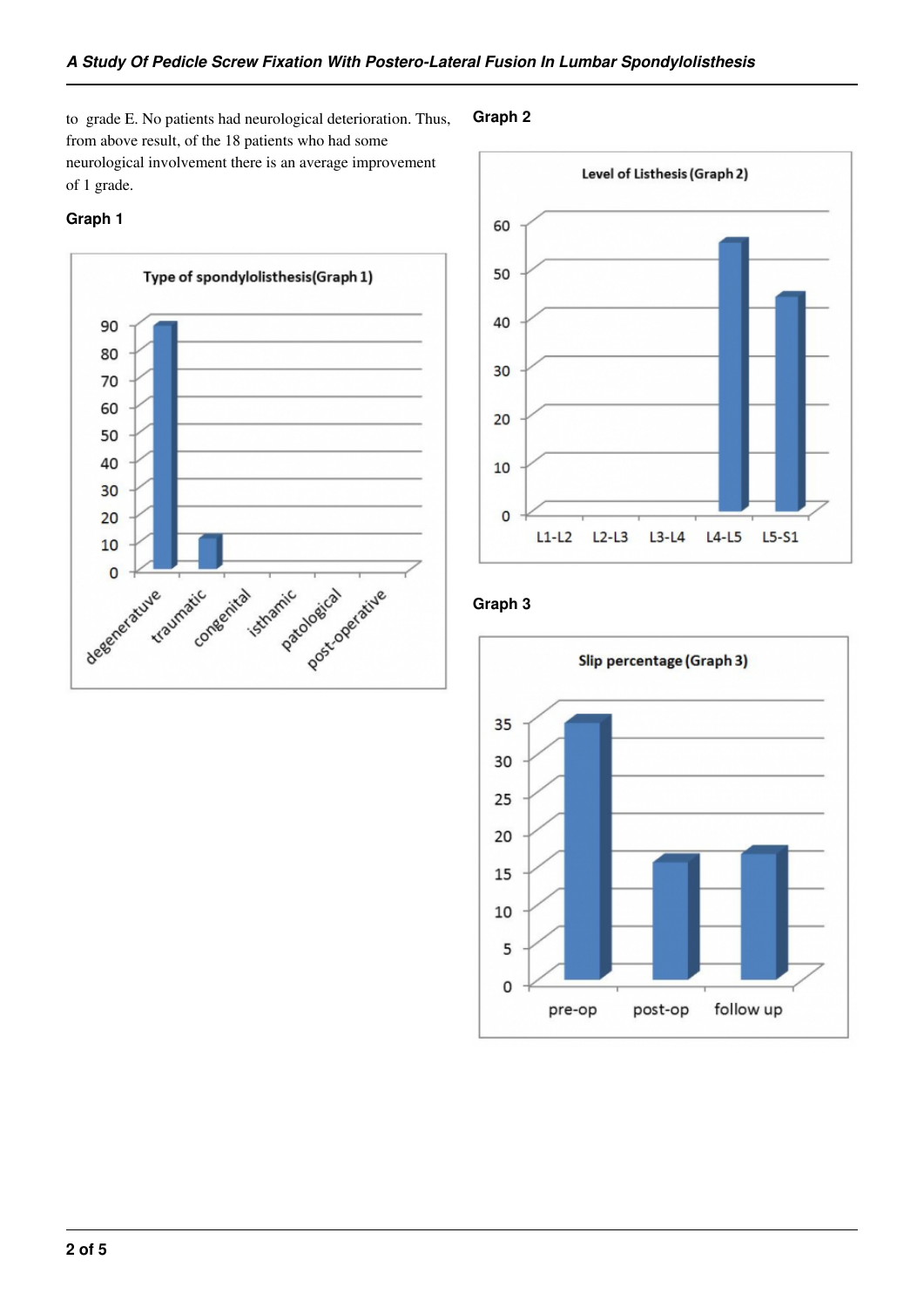to grade E. No patients had neurological deterioration. Thus, from above result, of the 18 patients who had some neurological involvement there is an average improvement of 1 grade.

**Graph 1**

**Graph 2**

**Graph 3**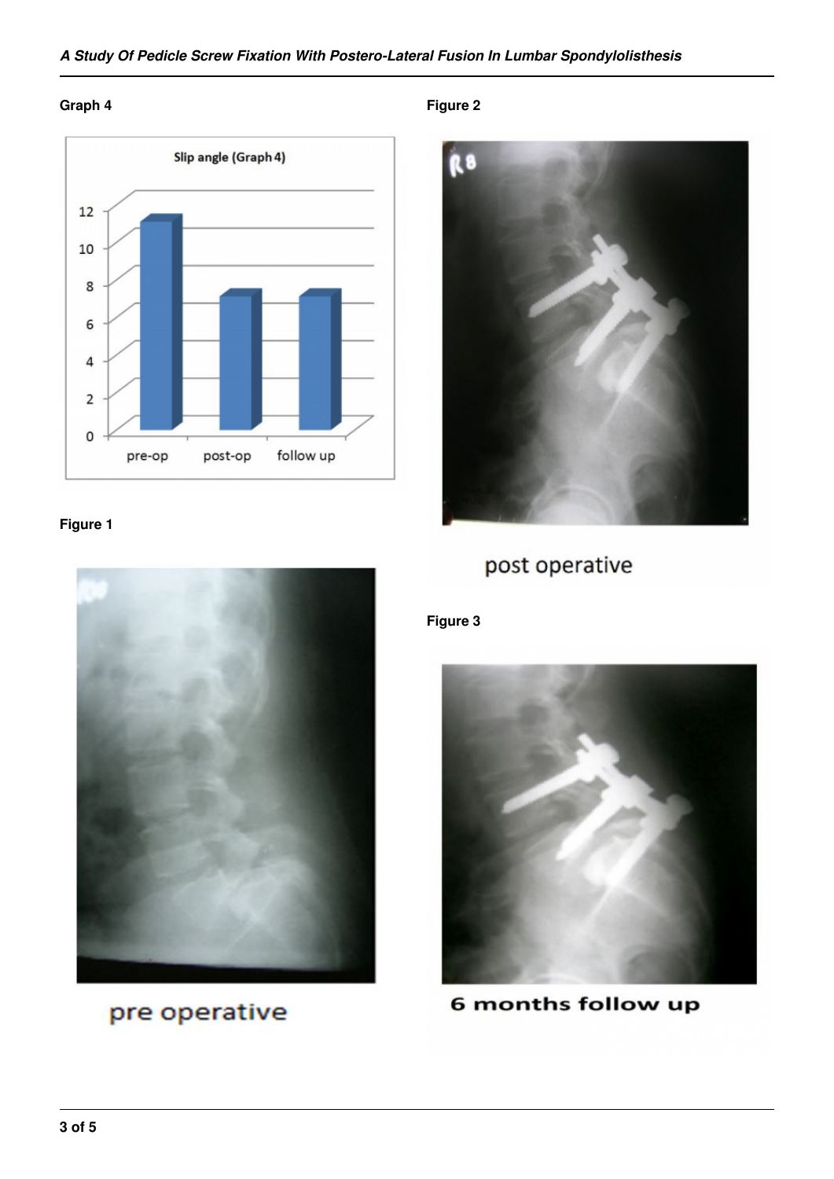Graph 4

Figure 2

Figure 1

Figure 3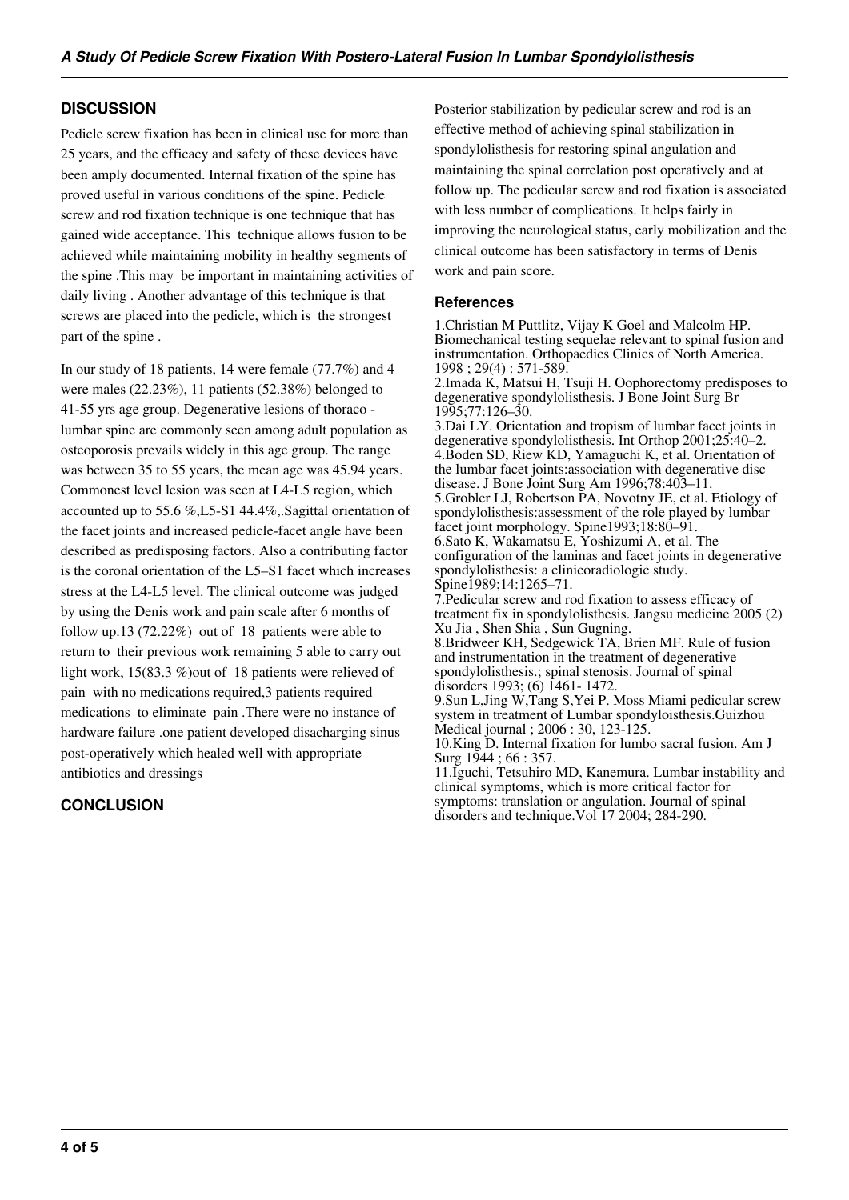## DISCUSSION

Pedicle screw fixation has been in clinical use for more than 25 years, and the efficacy and safety of these devices have been amply documented. Internal fixation of the spine has proved useful in various conditions of the spine. Pedicle screw and rod fixation technique is one technique that has gained wide acceptance. This technique allows fusion to be achieved while maintaining mobility in healthy segments of the spine .This may be important in maintaining activities of daily living . Another advantage of this technique is that screws are placed into the pedicle, which is the strongest part of the spine .

In our study of 18 patients, 14 were female (77.7%) and 4 were males (22.23%), 11 patients (52.38%) belonged to 41-55 yrs age group. Degenerative lesions of thoraco - lumbar spine are commonly seen among adult population as osteoporosis prevails widely in this age group. The range was between 35 to 55 years, the mean age was 45.94 years. Commonest level lesion was seen at L4-L5 region, which accounted up to 55.6 %,L5-S1 44.4%,.Sagittal orientation of the facet joints and increased pedicle-facet angle have been described as predisposing factors. Also a contributing factor is the coronal orientation of the L5–S1 facet which increases stress at the L4-L5 level. The clinical outcome was judged by using the Denis work and pain scale after 6 months of follow up.13 (72.22%) out of 18 patients were able to return to their previous work remaining 5 able to carry out light work, 15(83.3 %)out of 18 patients were relieved of pain with no medications required,3 patients required medications to eliminate pain .There were no instance of hardware failure .one patient developed disacharging sinus post-operatively which healed well with appropriate antibiotics and dressings

## CONCLUSION

Posterior stabilization by pedicular screw and rod is an effective method of achieving spinal stabilization in spondylolisthesis for restoring spinal angulation and maintaining the spinal correlation post operatively and at follow up. The pedicular screw and rod fixation is associated with less number of complications. It helps fairly in improving the neurological status, early mobilization and the clinical outcome has been satisfactory in terms of Denis work and pain score.

### References

1.Christian M Puttlitz, Vijay K Goel and Malcolm HP. Biomechanical testing sequelae relevant to spinal fusion and instrumentation. Orthopaedics Clinics of North America. 1998 ; 29(4) : 571-589.

2.Imada K, Matsui H, Tsuji H. Oophorectomy predisposes to degenerative spondylolisthesis. J Bone Joint Surg Br 1995;77:126–30.

3.Dai LY. Orientation and tropism of lumbar facet joints in degenerative spondylolisthesis. Int Orthop 2001;25:40–2.

4.Boden SD, Riew KD, Yamaguchi K, et al. Orientation of the lumbar facet joints:association with degenerative disc disease. J Bone Joint Surg Am 1996;78:403–11.

5.Grobler LJ, Robertson PA, Novotny JE, et al. Etiology of spondylolisthesis:assessment of the role played by lumbar facet joint morphology. Spine1993;18:80–91.

6.Sato K, Wakamatsu E, Yoshizumi A, et al. The configuration of the laminas and facet joints in degenerative spondylolisthesis: a clinicoradiologic study. Spine1989;14:1265–71.

7.Pedicular screw and rod fixation to assess efficacy of treatment fix in spondylolisthesis. Jangsu medicine 2005 (2) Xu Jia , Shen Shia , Sun Gugning.

8.Bridweer KH, Sedgewick TA, Brien MF. Rule of fusion and instrumentation in the treatment of degenerative spondylolisthesis.; spinal stenosis. Journal of spinal disorders 1993; (6) 1461- 1472.

9.Sun L,Jing W,Tang S,Yei P. Moss Miami pedicular screw system in treatment of Lumbar spondyloisthesis.Guizhou Medical journal ; 2006 : 30, 123-125.

10.King D. Internal fixation for lumbo sacral fusion. Am J Surg 1944 ; 66 : 357.

11.Iguchi, Tetsuhiro MD, Kanemura. Lumbar instability and clinical symptoms, which is more critical factor for symptoms: translation or angulation. Journal of spinal disorders and technique.Vol 17 2004; 284-290.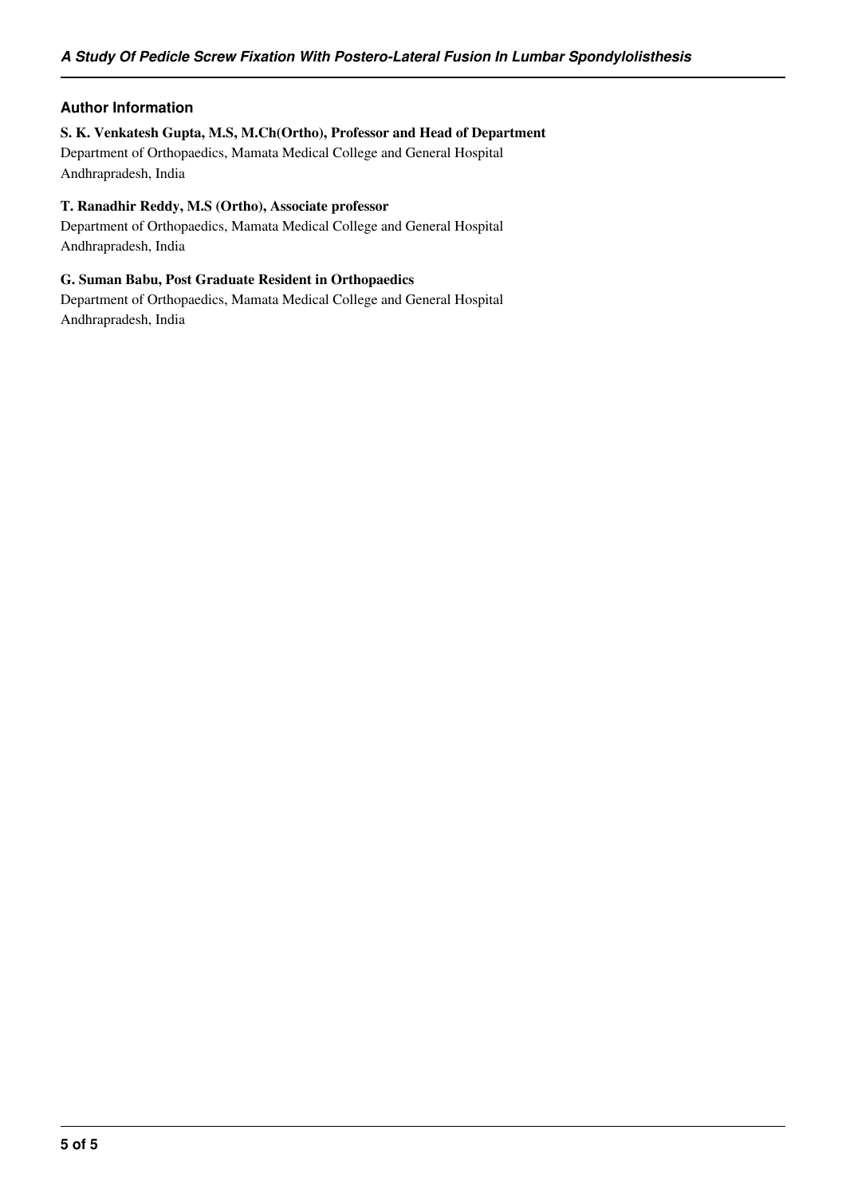## Author Information

**S. K. Venkatesh Gupta, M.S, M.Ch(Ortho), Professor and Head of Department**
Department of Orthopaedics, Mamata Medical College and General Hospital
Andhrapradesh, India

**T. Ranadhir Reddy, M.S (Ortho), Associate professor**
Department of Orthopaedics, Mamata Medical College and General Hospital
Andhrapradesh, India

**G. Suman Babu, Post Graduate Resident in Orthopaedics**
Department of Orthopaedics, Mamata Medical College and General Hospital
Andhrapradesh, India